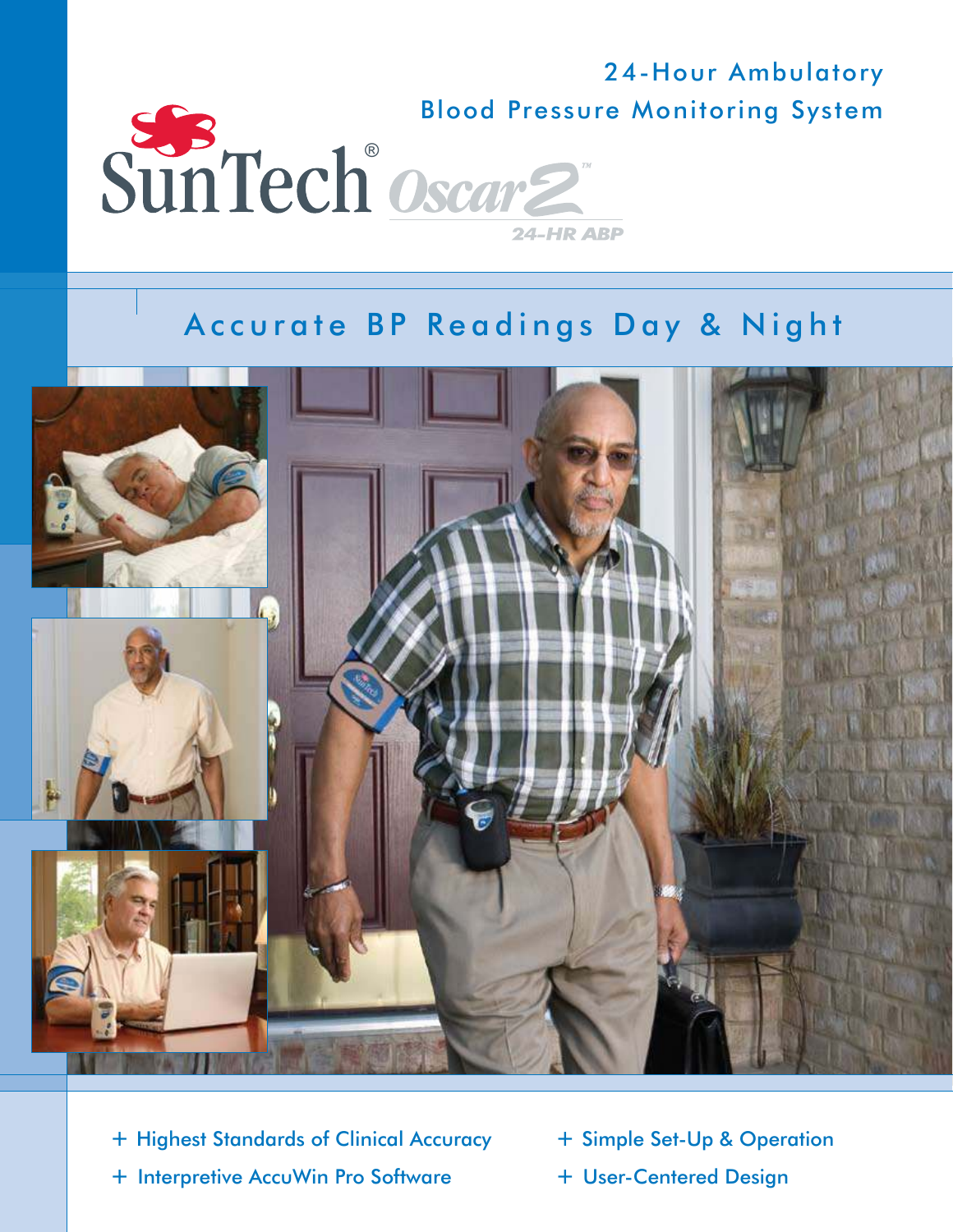24-Hour Ambulatory Blood Pressure Monitoring System

# SunTech® Oscar 2™

24-HR ABP

## Accurate BP Readings Day & Night

+ Highest Standards of Clinical Accuracy
+ Interpretive AccuWin Pro Software
+ Simple Set-Up & Operation
+ User-Centered Design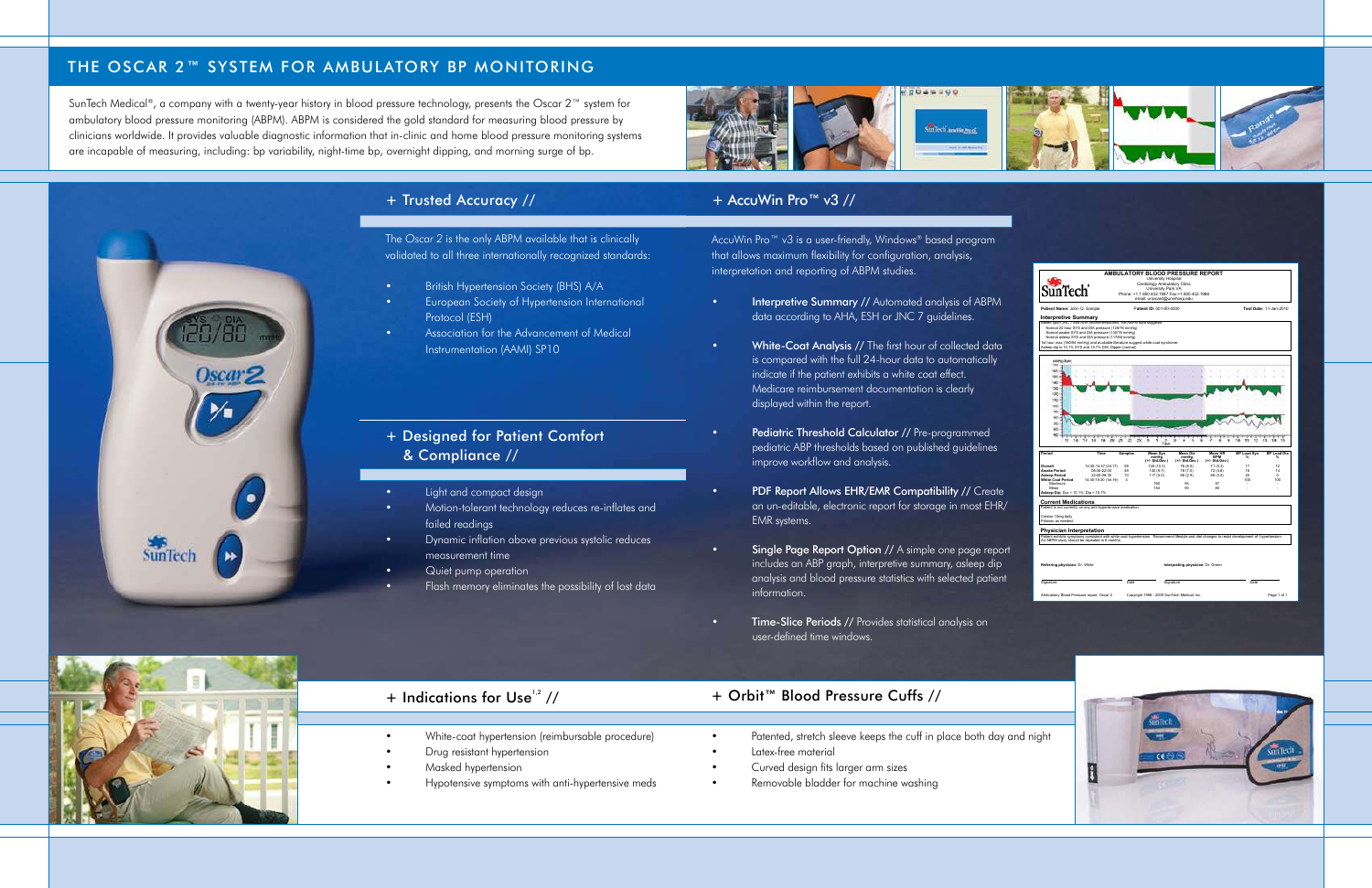# THE OSCAR 2™ SYSTEM FOR AMBULATORY BP MONITORING

SunTech Medical®, a company with a twenty-year history in blood pressure technology, presents the Oscar 2™ system for ambulatory blood pressure monitoring (ABPM). ABPM is considered the gold standard for measuring blood pressure by clinicians worldwide. It provides valuable diagnostic information that in-clinic and home blood pressure monitoring systems are incapable of measuring, including: bp variability, night-time bp, overnight dipping, and morning surge of bp.

## + Trusted Accuracy //

The *Oscar 2* is the only ABPM available that is clinically validated to all three internationally recognized standards:

- British Hypertension Society (BHS) A/A
- European Society of Hypertension International Protocol (ESH)
- Association for the Advancement of Medical Instrumentation (AAMI) SP10

## + Designed for Patient Comfort & Compliance //

- Light and compact design
- Motion-tolerant technology reduces re-inflates and failed readings
- Dynamic inflation above previous systolic reduces measurement time
- Quiet pump operation
- Flash memory eliminates the possibility of lost data

## + AccuWin Pro™ v3 //

AccuWin Pro™ v3 is a user-friendly, Windows® based program that allows maximum flexibility for configuration, analysis, interpretation and reporting of ABPM studies.

- **Interpretive Summary //** Automated analysis of ABPM data according to AHA, ESH or JNC 7 guidelines.
- **White-Coat Analysis //** The first hour of collected data is compared with the full 24-hour data to automatically indicate if the patient exhibits a white coat effect. Medicare reimbursement documentation is clearly displayed within the report.
- **Pediatric Threshold Calculator //** Pre-programmed pediatric ABP thresholds based on published guidelines improve workflow and analysis.
- **PDF Report Allows EHR/EMR Compatibility //** Create an un-editable, electronic report for storage in most EHR/EMR systems.
- **Single Page Report Option //** A simple one page report includes an ABP graph, interpretive summary, asleep dip analysis and blood pressure statistics with selected patient information.
- **Time-Slice Periods //** Provides statistical analysis on user-defined time windows.

## + Indications for Use[1,2] //

- White-coat hypertension (reimbursable procedure)
- Drug resistant hypertension
- Masked hypertension
- Hypotensive symptoms with anti-hypertensive meds

## + Orbit™ Blood Pressure Cuffs //

- Patented, stretch sleeve keeps the cuff in place both day and night
- Latex-free material
- Curved design fits larger arm sizes
- Removable bladder for machine washing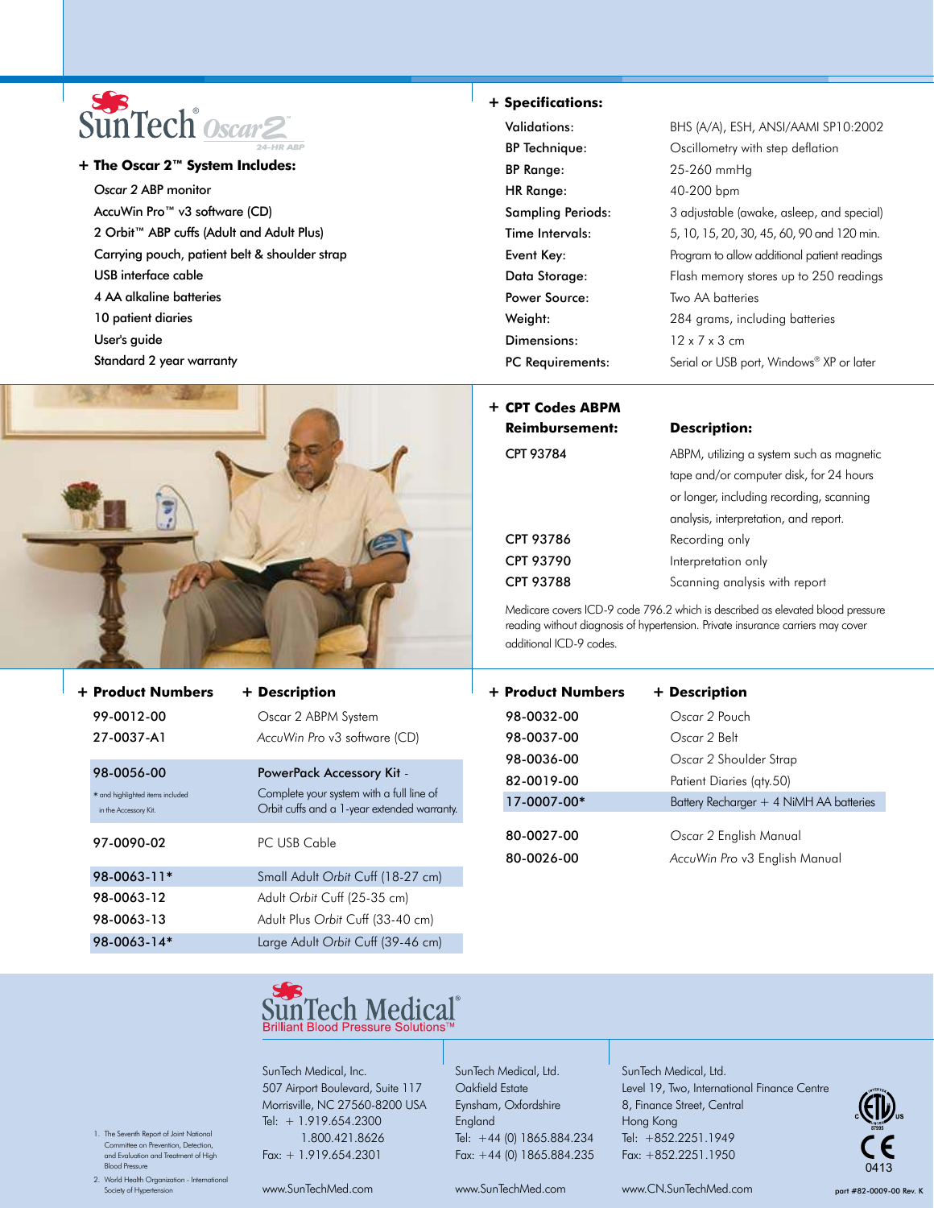SunTech® *Oscar 2* 24-HR ABP

## + The Oscar 2™ System Includes:

- Oscar 2 ABP monitor
- AccuWin Pro™ v3 software (CD)
- 2 Orbit™ ABP cuffs (Adult and Adult Plus)
- Carrying pouch, patient belt & shoulder strap
- USB interface cable
- 4 AA alkaline batteries
- 10 patient diaries
- User's guide
- Standard 2 year warranty

## + Specifications:

| | |
|---|---|
| Validations: | BHS (A/A), ESH, ANSI/AAMI SP10:2002 |
| BP Technique: | Oscillometry with step deflation |
| BP Range: | 25-260 mmHg |
| HR Range: | 40-200 bpm |
| Sampling Periods: | 3 adjustable (awake, asleep, and special) |
| Time Intervals: | 5, 10, 15, 20, 30, 45, 60, 90 and 120 min. |
| Event Key: | Program to allow additional patient readings |
| Data Storage: | Flash memory stores up to 250 readings |
| Power Source: | Two AA batteries |
| Weight: | 284 grams, including batteries |
| Dimensions: | 12 x 7 x 3 cm |
| PC Requirements: | Serial or USB port, Windows® XP or later |

## + CPT Codes ABPM

| Reimbursement: | Description: |
|---|---|
| CPT 93784 | ABPM, utilizing a system such as magnetic tape and/or computer disk, for 24 hours or longer, including recording, scanning analysis, interpretation, and report. |
| CPT 93786 | Recording only |
| CPT 93790 | Interpretation only |
| CPT 93788 | Scanning analysis with report |

Medicare covers ICD-9 code 796.2 which is described as elevated blood pressure reading without diagnosis of hypertension. Private insurance carriers may cover additional ICD-9 codes.

| + Product Numbers | + Description |
|---|---|
| 99-0012-00 | Oscar 2 ABPM System |
| 27-0037-A1 | *AccuWin Pro* v3 software (CD) |
| 98-0056-00 (* and highlighted items included in the Accessory Kit.) | PowerPack Accessory Kit - Complete your system with a full line of Orbit cuffs and a 1-year extended warranty. |
| 97-0090-02 | PC USB Cable |
| 98-0063-11* | Small Adult *Orbit* Cuff (18-27 cm) |
| 98-0063-12 | Adult *Orbit* Cuff (25-35 cm) |
| 98-0063-13 | Adult Plus *Orbit* Cuff (33-40 cm) |
| 98-0063-14* | Large Adult *Orbit* Cuff (39-46 cm) |

| + Product Numbers | + Description |
|---|---|
| 98-0032-00 | *Oscar 2* Pouch |
| 98-0037-00 | *Oscar 2* Belt |
| 98-0036-00 | *Oscar 2* Shoulder Strap |
| 82-0019-00 | Patient Diaries (qty.50) |
| 17-0007-00* | Battery Recharger + 4 NiMH AA batteries |
| 80-0027-00 | *Oscar 2* English Manual |
| 80-0026-00 | *AccuWin Pro* v3 English Manual |

SunTech Medical®
Brilliant Blood Pressure Solutions™

SunTech Medical, Inc.
507 Airport Boulevard, Suite 117
Morrisville, NC 27560-8200 USA
Tel: + 1.919.654.2300
1.800.421.8626
Fax: + 1.919.654.2301
www.SunTechMed.com

SunTech Medical, Ltd.
Oakfield Estate
Eynsham, Oxfordshire
England
Tel: +44 (0) 1865.884.234
Fax: +44 (0) 1865.884.235
www.SunTechMed.com

SunTech Medical, Ltd.
Level 19, Two, International Finance Centre
8, Finance Street, Central
Hong Kong
Tel: +852.2251.1949
Fax: +852.2251.1950
www.CN.SunTechMed.com

1. The Seventh Report of Joint National Committee on Prevention, Detection, and Evaluation and Treatment of High Blood Pressure
2. World Health Organization - International Society of Hypertension

CE 0413

part #82-0009-00 Rev. K